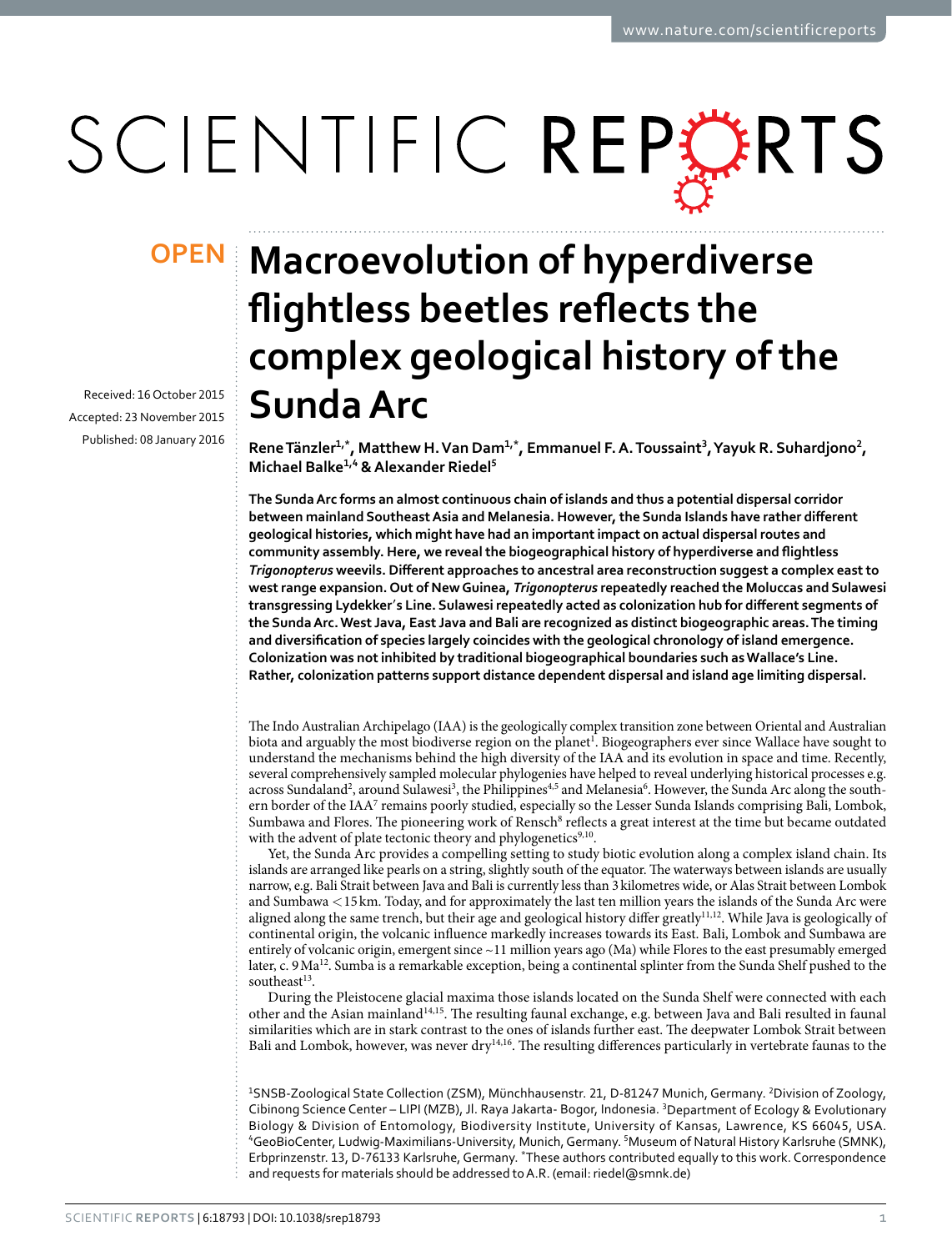OPEN

Received: 16 October 2015
Accepted: 23 November 2015
Published: 08 January 2016

# Macroevolution of hyperdiverse flightless beetles reflects the complex geological history of the Sunda Arc

**Rene Tänzler[1,*], Matthew H. Van Dam[1,*], Emmanuel F. A. Toussaint[3], Yayuk R. Suhardjono[2], Michael Balke[1,4] & Alexander Riedel[5]**

**The Sunda Arc forms an almost continuous chain of islands and thus a potential dispersal corridor between mainland Southeast Asia and Melanesia. However, the Sunda Islands have rather different geological histories, which might have had an important impact on actual dispersal routes and community assembly. Here, we reveal the biogeographical history of hyperdiverse and flightless *Trigonopterus* weevils. Different approaches to ancestral area reconstruction suggest a complex east to west range expansion. Out of New Guinea, *Trigonopterus* repeatedly reached the Moluccas and Sulawesi transgressing Lydekker's Line. Sulawesi repeatedly acted as colonization hub for different segments of the Sunda Arc. West Java, East Java and Bali are recognized as distinct biogeographic areas. The timing and diversification of species largely coincides with the geological chronology of island emergence. Colonization was not inhibited by traditional biogeographical boundaries such as Wallace's Line. Rather, colonization patterns support distance dependent dispersal and island age limiting dispersal.**

The Indo Australian Archipelago (IAA) is the geologically complex transition zone between Oriental and Australian biota and arguably the most biodiverse region on the planet[1]. Biogeographers ever since Wallace have sought to understand the mechanisms behind the high diversity of the IAA and its evolution in space and time. Recently, several comprehensively sampled molecular phylogenies have helped to reveal underlying historical processes e.g. across Sundaland[2], around Sulawesi[3], the Philippines[4,5] and Melanesia[6]. However, the Sunda Arc along the southern border of the IAA[7] remains poorly studied, especially so the Lesser Sunda Islands comprising Bali, Lombok, Sumbawa and Flores. The pioneering work of Rensch[8] reflects a great interest at the time but became outdated with the advent of plate tectonic theory and phylogenetics[9,10].

Yet, the Sunda Arc provides a compelling setting to study biotic evolution along a complex island chain. Its islands are arranged like pearls on a string, slightly south of the equator. The waterways between islands are usually narrow, e.g. Bali Strait between Java and Bali is currently less than 3 kilometres wide, or Alas Strait between Lombok and Sumbawa <15 km. Today, and for approximately the last ten million years the islands of the Sunda Arc were aligned along the same trench, but their age and geological history differ greatly[11,12]. While Java is geologically of continental origin, the volcanic influence markedly increases towards its East. Bali, Lombok and Sumbawa are entirely of volcanic origin, emergent since ~11 million years ago (Ma) while Flores to the east presumably emerged later, c. 9 Ma[12]. Sumba is a remarkable exception, being a continental splinter from the Sunda Shelf pushed to the southeast[13].

During the Pleistocene glacial maxima those islands located on the Sunda Shelf were connected with each other and the Asian mainland[14,15]. The resulting faunal exchange, e.g. between Java and Bali resulted in faunal similarities which are in stark contrast to the ones of islands further east. The deepwater Lombok Strait between Bali and Lombok, however, was never dry[14,16]. The resulting differences particularly in vertebrate faunas to the

[1]SNSB-Zoological State Collection (ZSM), Münchhausenstr. 21, D-81247 Munich, Germany. [2]Division of Zoology, Cibinong Science Center – LIPI (MZB), Jl. Raya Jakarta- Bogor, Indonesia. [3]Department of Ecology & Evolutionary Biology & Division of Entomology, Biodiversity Institute, University of Kansas, Lawrence, KS 66045, USA. [4]GeoBioCenter, Ludwig-Maximilians-University, Munich, Germany. [5]Museum of Natural History Karlsruhe (SMNK), Erbprinzenstr. 13, D-76133 Karlsruhe, Germany. *These authors contributed equally to this work. Correspondence and requests for materials should be addressed to A.R. (email: riedel@smnk.de)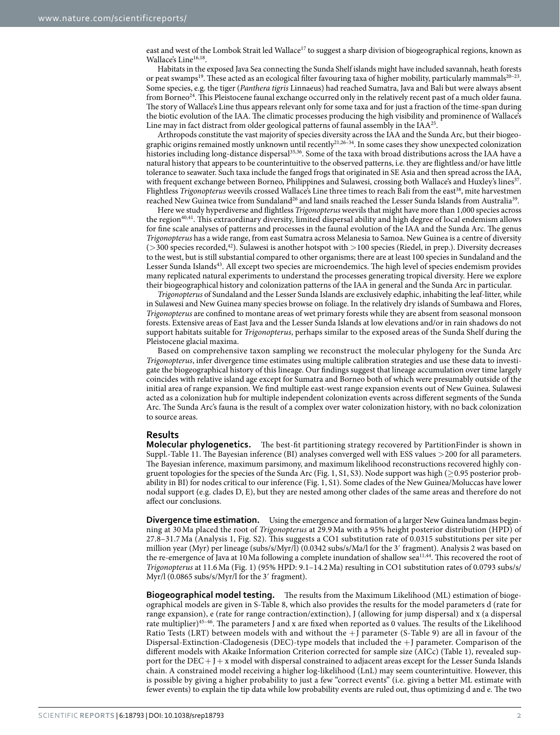east and west of the Lombok Strait led Wallace[17] to suggest a sharp division of biogeographical regions, known as Wallace's Line[16,18].

Habitats in the exposed Java Sea connecting the Sunda Shelf islands might have included savannah, heath forests or peat swamps[19]. These acted as an ecological filter favouring taxa of higher mobility, particularly mammals[20–23]. Some species, e.g. the tiger (*Panthera tigris* Linnaeus) had reached Sumatra, Java and Bali but were always absent from Borneo[24]. This Pleistocene faunal exchange occurred only in the relatively recent past of a much older fauna. The story of Wallace's Line thus appears relevant only for some taxa and for just a fraction of the time-span during the biotic evolution of the IAA. The climatic processes producing the high visibility and prominence of Wallace's Line may in fact distract from older geological patterns of faunal assembly in the IAA[25].

Arthropods constitute the vast majority of species diversity across the IAA and the Sunda Arc, but their biogeographic origins remained mostly unknown until recently[21,26–34]. In some cases they show unexpected colonization histories including long-distance dispersal[35,36]. Some of the taxa with broad distributions across the IAA have a natural history that appears to be counterintuitive to the observed patterns, i.e. they are flightless and/or have little tolerance to seawater. Such taxa include the fanged frogs that originated in SE Asia and then spread across the IAA, with frequent exchange between Borneo, Philippines and Sulawesi, crossing both Wallace's and Huxley's lines[37]. Flightless *Trigonopterus* weevils crossed Wallace's Line three times to reach Bali from the east[38], mite harvestmen reached New Guinea twice from Sundaland[26] and land snails reached the Lesser Sunda Islands from Australia[39].

Here we study hyperdiverse and flightless *Trigonopterus* weevils that might have more than 1,000 species across the region[40,41]. This extraordinary diversity, limited dispersal ability and high degree of local endemism allows for fine scale analyses of patterns and processes in the faunal evolution of the IAA and the Sunda Arc. The genus *Trigonopterus* has a wide range, from east Sumatra across Melanesia to Samoa. New Guinea is a centre of diversity (>300 species recorded,[42]). Sulawesi is another hotspot with >100 species (Riedel, in prep.). Diversity decreases to the west, but is still substantial compared to other organisms; there are at least 100 species in Sundaland and the Lesser Sunda Islands[43]. All except two species are microendemics. The high level of species endemism provides many replicated natural experiments to understand the processes generating tropical diversity. Here we explore their biogeographical history and colonization patterns of the IAA in general and the Sunda Arc in particular.

*Trigonopterus* of Sundaland and the Lesser Sunda Islands are exclusively edaphic, inhabiting the leaf-litter, while in Sulawesi and New Guinea many species browse on foliage. In the relatively dry islands of Sumbawa and Flores, *Trigonopterus* are confined to montane areas of wet primary forests while they are absent from seasonal monsoon forests. Extensive areas of East Java and the Lesser Sunda Islands at low elevations and/or in rain shadows do not support habitats suitable for *Trigonopterus*, perhaps similar to the exposed areas of the Sunda Shelf during the Pleistocene glacial maxima.

Based on comprehensive taxon sampling we reconstruct the molecular phylogeny for the Sunda Arc *Trigonopterus*, infer divergence time estimates using multiple calibration strategies and use these data to investigate the biogeographical history of this lineage. Our findings suggest that lineage accumulation over time largely coincides with relative island age except for Sumatra and Borneo both of which were presumably outside of the initial area of range expansion. We find multiple east-west range expansion events out of New Guinea. Sulawesi acted as a colonization hub for multiple independent colonization events across different segments of the Sunda Arc. The Sunda Arc's fauna is the result of a complex over water colonization history, with no back colonization to source areas.

## Results

**Molecular phylogenetics.** The best-fit partitioning strategy recovered by PartitionFinder is shown in Suppl.-Table 11. The Bayesian inference (BI) analyses converged well with ESS values >200 for all parameters. The Bayesian inference, maximum parsimony, and maximum likelihood reconstructions recovered highly congruent topologies for the species of the Sunda Arc (Fig. 1, S1, S3). Node support was high (≥0.95 posterior probability in BI) for nodes critical to our inference (Fig. 1, S1). Some clades of the New Guinea/Moluccas have lower nodal support (e.g. clades D, E), but they are nested among other clades of the same areas and therefore do not affect our conclusions.

**Divergence time estimation.** Using the emergence and formation of a larger New Guinea landmass beginning at 30 Ma placed the root of *Trigonopterus* at 29.9 Ma with a 95% height posterior distribution (HPD) of 27.8–31.7 Ma (Analysis 1, Fig. S2). This suggests a CO1 substitution rate of 0.0315 substitutions per site per million year (Myr) per lineage (subs/s/Myr/l) (0.0342 subs/s/Ma/l for the 3′ fragment). Analysis 2 was based on the re-emergence of Java at 10 Ma following a complete inundation of shallow sea[11,44]. This recovered the root of *Trigonopterus* at 11.6 Ma (Fig. 1) (95% HPD: 9.1–14.2 Ma) resulting in CO1 substitution rates of 0.0793 subs/s/Myr/l (0.0865 subs/s/Myr/l for the 3′ fragment).

**Biogeographical model testing.** The results from the Maximum Likelihood (ML) estimation of biogeographical models are given in S-Table 8, which also provides the results for the model parameters d (rate for range expansion), e (rate for range contraction/extinction), J (allowing for jump dispersal) and x (a dispersal rate multiplier)[45–46]. The parameters J and x are fixed when reported as 0 values. The results of the Likelihood Ratio Tests (LRT) between models with and without the +J parameter (S-Table 9) are all in favour of the Dispersal-Extinction-Cladogenesis (DEC)-type models that included the +J parameter. Comparison of the different models with Akaike Information Criterion corrected for sample size (AICc) (Table 1), revealed support for the DEC + J + x model with dispersal constrained to adjacent areas except for the Lesser Sunda Islands chain. A constrained model receiving a higher log-likelihood (LnL) may seem counterintuitive. However, this is possible by giving a higher probability to just a few "correct events" (i.e. giving a better ML estimate with fewer events) to explain the tip data while low probability events are ruled out, thus optimizing d and e. The two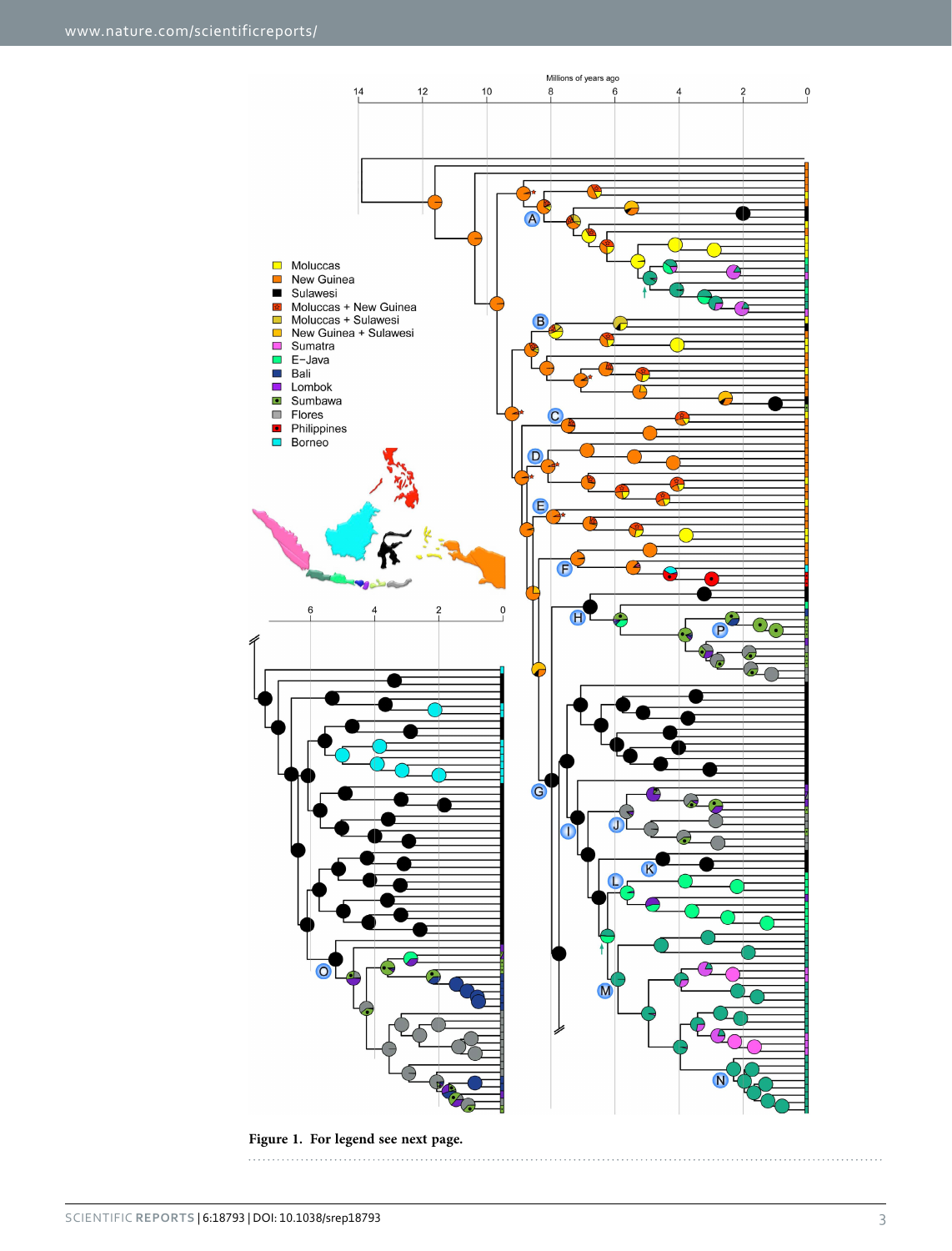Millions of years ago

14 12 10 8 6 4 2 0

Moluccas
New Guinea
Sulawesi
Moluccas + New Guinea
Moluccas + Sulawesi
New Guinea + Sulawesi
Sumatra
E–Java
Bali
Lombok
Sumbawa
Flores
Philippines
Borneo

A B C D E F G H I J K L M N O P

6 4 2 0

**Figure 1. For legend see next page.**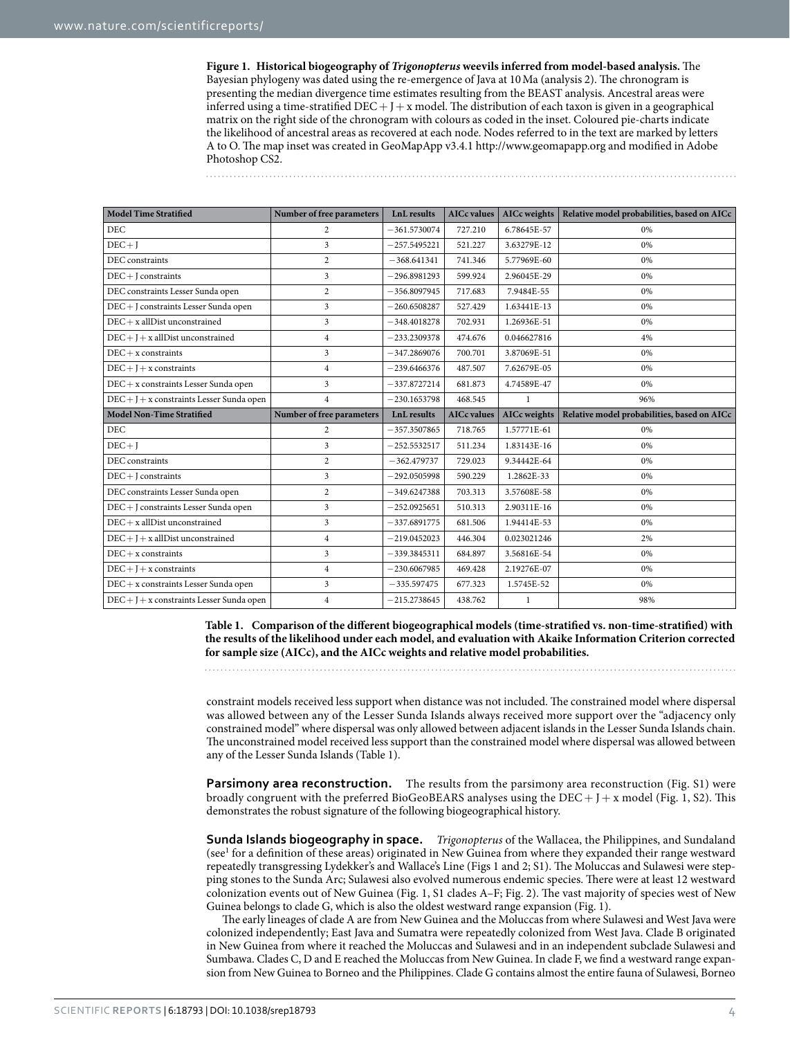**Figure 1. Historical biogeography of *Trigonopterus* weevils inferred from model-based analysis.** The Bayesian phylogeny was dated using the re-emergence of Java at 10 Ma (analysis 2). The chronogram is presenting the median divergence time estimates resulting from the BEAST analysis. Ancestral areas were inferred using a time-stratified DEC + J + x model. The distribution of each taxon is given in a geographical matrix on the right side of the chronogram with colours as coded in the inset. Coloured pie-charts indicate the likelihood of ancestral areas as recovered at each node. Nodes referred to in the text are marked by letters A to O. The map inset was created in GeoMapApp v3.4.1 http://www.geomapapp.org and modified in Adobe Photoshop CS2.

| Model Time Stratified | Number of free parameters | LnL results | AICc values | AICc weights | Relative model probabilities, based on AICc |
|---|---|---|---|---|---|
| DEC | 2 | −361.5730074 | 727.210 | 6.78645E-57 | 0% |
| DEC + J | 3 | −257.5495221 | 521.227 | 3.63279E-12 | 0% |
| DEC constraints | 2 | −368.641341 | 741.346 | 5.77969E-60 | 0% |
| DEC + J constraints | 3 | −296.8981293 | 599.924 | 2.96045E-29 | 0% |
| DEC constraints Lesser Sunda open | 2 | −356.8097945 | 717.683 | 7.9484E-55 | 0% |
| DEC + J constraints Lesser Sunda open | 3 | −260.6508287 | 527.429 | 1.63441E-13 | 0% |
| DEC + x allDist unconstrained | 3 | −348.4018278 | 702.931 | 1.26936E-51 | 0% |
| DEC + J + x allDist unconstrained | 4 | −233.2309378 | 474.676 | 0.046627816 | 4% |
| DEC + x constraints | 3 | −347.2869076 | 700.701 | 3.87069E-51 | 0% |
| DEC + J + x constraints | 4 | −239.6466376 | 487.507 | 7.62679E-05 | 0% |
| DEC + x constraints Lesser Sunda open | 3 | −337.8727214 | 681.873 | 4.74589E-47 | 0% |
| DEC + J + x constraints Lesser Sunda open | 4 | −230.1653798 | 468.545 | 1 | 96% |
| **Model Non-Time Stratified** | **Number of free parameters** | **LnL results** | **AICc values** | **AICc weights** | **Relative model probabilities, based on AICc** |
| DEC | 2 | −357.3507865 | 718.765 | 1.57771E-61 | 0% |
| DEC + J | 3 | −252.5532517 | 511.234 | 1.83143E-16 | 0% |
| DEC constraints | 2 | −362.479737 | 729.023 | 9.34442E-64 | 0% |
| DEC + J constraints | 3 | −292.0505998 | 590.229 | 1.2862E-33 | 0% |
| DEC constraints Lesser Sunda open | 2 | −349.6247388 | 703.313 | 3.57608E-58 | 0% |
| DEC + J constraints Lesser Sunda open | 3 | −252.0925651 | 510.313 | 2.90311E-16 | 0% |
| DEC + x allDist unconstrained | 3 | −337.6891775 | 681.506 | 1.94414E-53 | 0% |
| DEC + J + x allDist unconstrained | 4 | −219.0452023 | 446.304 | 0.023021246 | 2% |
| DEC + x constraints | 3 | −339.3845311 | 684.897 | 3.56816E-54 | 0% |
| DEC + J + x constraints | 4 | −230.6067985 | 469.428 | 2.19276E-07 | 0% |
| DEC + x constraints Lesser Sunda open | 3 | −335.597475 | 677.323 | 1.5745E-52 | 0% |
| DEC + J + x constraints Lesser Sunda open | 4 | −215.2738645 | 438.762 | 1 | 98% |

**Table 1. Comparison of the different biogeographical models (time-stratified vs. non-time-stratified) with the results of the likelihood under each model, and evaluation with Akaike Information Criterion corrected for sample size (AICc), and the AICc weights and relative model probabilities.**

constraint models received less support when distance was not included. The constrained model where dispersal was allowed between any of the Lesser Sunda Islands always received more support over the "adjacency only constrained model" where dispersal was only allowed between adjacent islands in the Lesser Sunda Islands chain. The unconstrained model received less support than the constrained model where dispersal was allowed between any of the Lesser Sunda Islands (Table 1).

**Parsimony area reconstruction.** The results from the parsimony area reconstruction (Fig. S1) were broadly congruent with the preferred BioGeoBEARS analyses using the DEC + J + x model (Fig. 1, S2). This demonstrates the robust signature of the following biogeographical history.

**Sunda Islands biogeography in space.** *Trigonopterus* of the Wallacea, the Philippines, and Sundaland (see[1] for a definition of these areas) originated in New Guinea from where they expanded their range westward repeatedly transgressing Lydekker's and Wallace's Line (Figs 1 and 2; S1). The Moluccas and Sulawesi were stepping stones to the Sunda Arc; Sulawesi also evolved numerous endemic species. There were at least 12 westward colonization events out of New Guinea (Fig. 1, S1 clades A–F; Fig. 2). The vast majority of species west of New Guinea belongs to clade G, which is also the oldest westward range expansion (Fig. 1).

The early lineages of clade A are from New Guinea and the Moluccas from where Sulawesi and West Java were colonized independently; East Java and Sumatra were repeatedly colonized from West Java. Clade B originated in New Guinea from where it reached the Moluccas and Sulawesi and in an independent subclade Sulawesi and Sumbawa. Clades C, D and E reached the Moluccas from New Guinea. In clade F, we find a westward range expansion from New Guinea to Borneo and the Philippines. Clade G contains almost the entire fauna of Sulawesi, Borneo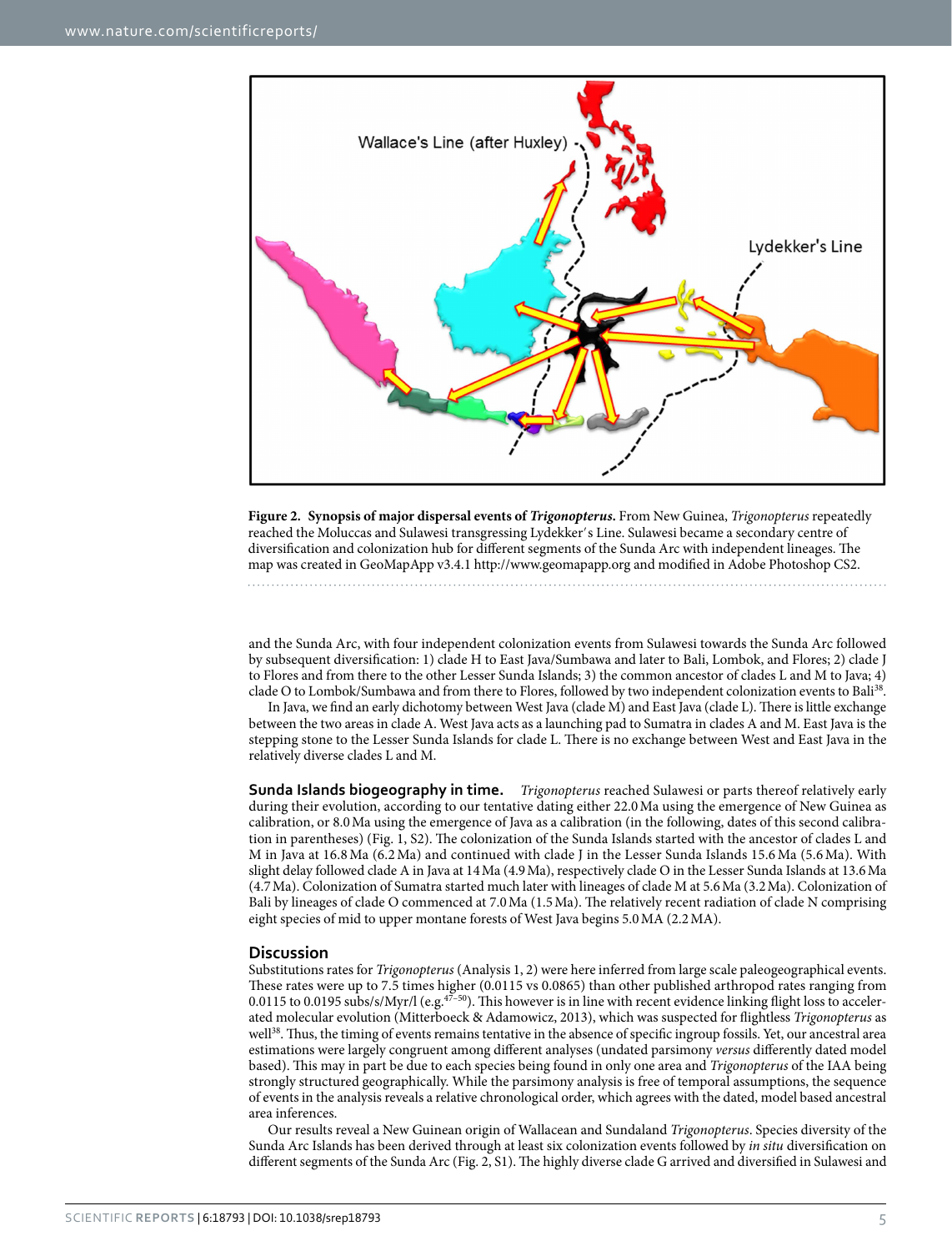Wallace's Line (after Huxley)

Lydekker's Line

**Figure 2. Synopsis of major dispersal events of *Trigonopterus*.** From New Guinea, *Trigonopterus* repeatedly reached the Moluccas and Sulawesi transgressing Lydekker's Line. Sulawesi became a secondary centre of diversification and colonization hub for different segments of the Sunda Arc with independent lineages. The map was created in GeoMapApp v3.4.1 http://www.geomapapp.org and modified in Adobe Photoshop CS2.

and the Sunda Arc, with four independent colonization events from Sulawesi towards the Sunda Arc followed by subsequent diversification: 1) clade H to East Java/Sumbawa and later to Bali, Lombok, and Flores; 2) clade J to Flores and from there to the other Lesser Sunda Islands; 3) the common ancestor of clades L and M to Java; 4) clade O to Lombok/Sumbawa and from there to Flores, followed by two independent colonization events to Bali[38].

In Java, we find an early dichotomy between West Java (clade M) and East Java (clade L). There is little exchange between the two areas in clade A. West Java acts as a launching pad to Sumatra in clades A and M. East Java is the stepping stone to the Lesser Sunda Islands for clade L. There is no exchange between West and East Java in the relatively diverse clades L and M.

**Sunda Islands biogeography in time.** *Trigonopterus* reached Sulawesi or parts thereof relatively early during their evolution, according to our tentative dating either 22.0 Ma using the emergence of New Guinea as calibration, or 8.0 Ma using the emergence of Java as a calibration (in the following, dates of this second calibration in parentheses) (Fig. 1, S2). The colonization of the Sunda Islands started with the ancestor of clades L and M in Java at 16.8 Ma (6.2 Ma) and continued with clade J in the Lesser Sunda Islands 15.6 Ma (5.6 Ma). With slight delay followed clade A in Java at 14 Ma (4.9 Ma), respectively clade O in the Lesser Sunda Islands at 13.6 Ma (4.7 Ma). Colonization of Sumatra started much later with lineages of clade M at 5.6 Ma (3.2 Ma). Colonization of Bali by lineages of clade O commenced at 7.0 Ma (1.5 Ma). The relatively recent radiation of clade N comprising eight species of mid to upper montane forests of West Java begins 5.0 MA (2.2 MA).

## Discussion

Substitutions rates for *Trigonopterus* (Analysis 1, 2) were here inferred from large scale paleogeographical events. These rates were up to 7.5 times higher (0.0115 vs 0.0865) than other published arthropod rates ranging from 0.0115 to 0.0195 subs/s/Myr/l (e.g.[47–50]). This however is in line with recent evidence linking flight loss to accelerated molecular evolution (Mitterboeck & Adamowicz, 2013), which was suspected for flightless *Trigonopterus* as well[38]. Thus, the timing of events remains tentative in the absence of specific ingroup fossils. Yet, our ancestral area estimations were largely congruent among different analyses (undated parsimony *versus* differently dated model based). This may in part be due to each species being found in only one area and *Trigonopterus* of the IAA being strongly structured geographically. While the parsimony analysis is free of temporal assumptions, the sequence of events in the analysis reveals a relative chronological order, which agrees with the dated, model based ancestral area inferences.

Our results reveal a New Guinean origin of Wallacean and Sundaland *Trigonopterus*. Species diversity of the Sunda Arc Islands has been derived through at least six colonization events followed by *in situ* diversification on different segments of the Sunda Arc (Fig. 2, S1). The highly diverse clade G arrived and diversified in Sulawesi and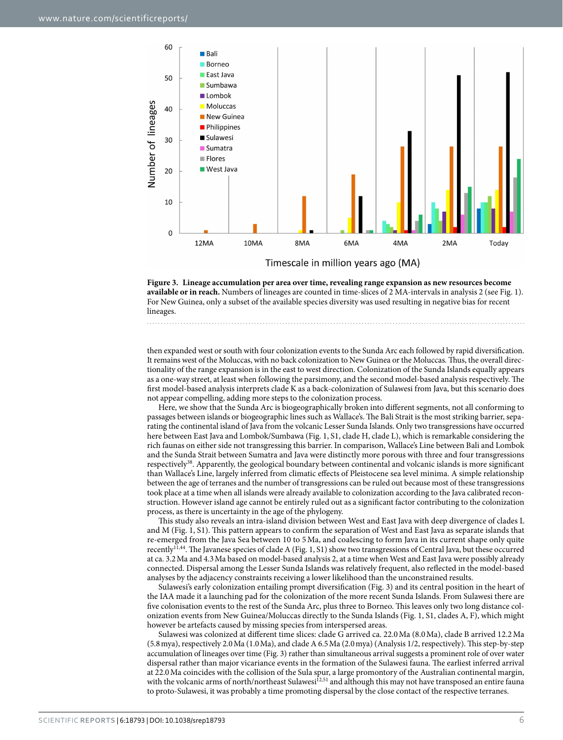60
50
40
30
20
10
0

Number of lineages

Bali
Borneo
East Java
Sumbawa
Lombok
Moluccas
New Guinea
Philippines
Sulawesi
Sumatra
Flores
West Java

12MA
10MA
8MA
6MA
4MA
2MA
Today

Timescale in million years ago (MA)

**Figure 3. Lineage accumulation per area over time, revealing range expansion as new resources become available or in reach.** Numbers of lineages are counted in time-slices of 2 MA-intervals in analysis 2 (see Fig. 1). For New Guinea, only a subset of the available species diversity was used resulting in negative bias for recent lineages.

then expanded west or south with four colonization events to the Sunda Arc each followed by rapid diversification. It remains west of the Moluccas, with no back colonization to New Guinea or the Moluccas. Thus, the overall directionality of the range expansion is in the east to west direction. Colonization of the Sunda Islands equally appears as a one-way street, at least when following the parsimony, and the second model-based analysis respectively. The first model-based analysis interprets clade K as a back-colonization of Sulawesi from Java, but this scenario does not appear compelling, adding more steps to the colonization process.

Here, we show that the Sunda Arc is biogeographically broken into different segments, not all conforming to passages between islands or biogeographic lines such as Wallace's. The Bali Strait is the most striking barrier, separating the continental island of Java from the volcanic Lesser Sunda Islands. Only two transgressions have occurred here between East Java and Lombok/Sumbawa (Fig. 1, S1, clade H, clade L), which is remarkable considering the rich faunas on either side not transgressing this barrier. In comparison, Wallace's Line between Bali and Lombok and the Sunda Strait between Sumatra and Java were distinctly more porous with three and four transgressions respectively[38]. Apparently, the geological boundary between continental and volcanic islands is more significant than Wallace's Line, largely inferred from climatic effects of Pleistocene sea level minima. A simple relationship between the age of terranes and the number of transgressions can be ruled out because most of these transgressions took place at a time when all islands were already available to colonization according to the Java calibrated reconstruction. However island age cannot be entirely ruled out as a significant factor contributing to the colonization process, as there is uncertainty in the age of the phylogeny.

This study also reveals an intra-island division between West and East Java with deep divergence of clades L and M (Fig. 1, S1). This pattern appears to confirm the separation of West and East Java as separate islands that re-emerged from the Java Sea between 10 to 5 Ma, and coalescing to form Java in its current shape only quite recently[11,44]. The Javanese species of clade A (Fig. 1, S1) show two transgressions of Central Java, but these occurred at ca. 3.2 Ma and 4.3 Ma based on model-based analysis 2, at a time when West and East Java were possibly already connected. Dispersal among the Lesser Sunda Islands was relatively frequent, also reflected in the model-based analyses by the adjacency constraints receiving a lower likelihood than the unconstrained results.

Sulawesi's early colonization entailing prompt diversification (Fig. 3) and its central position in the heart of the IAA made it a launching pad for the colonization of the more recent Sunda Islands. From Sulawesi there are five colonisation events to the rest of the Sunda Arc, plus three to Borneo. This leaves only two long distance colonization events from New Guinea/Moluccas directly to the Sunda Islands (Fig. 1, S1, clades A, F), which might however be artefacts caused by missing species from interspersed areas.

Sulawesi was colonized at different time slices: clade G arrived ca. 22.0 Ma (8.0 Ma), clade B arrived 12.2 Ma (5.8 mya), respectively 2.0 Ma (1.0 Ma), and clade A 6.5 Ma (2.0 mya) (Analysis 1/2, respectively). This step-by-step accumulation of lineages over time (Fig. 3) rather than simultaneous arrival suggests a prominent role of over water dispersal rather than major vicariance events in the formation of the Sulawesi fauna. The earliest inferred arrival at 22.0 Ma coincides with the collision of the Sula spur, a large promontory of the Australian continental margin, with the volcanic arms of north/northeast Sulawesi[12,51] and although this may not have transposed an entire fauna to proto-Sulawesi, it was probably a time promoting dispersal by the close contact of the respective terranes.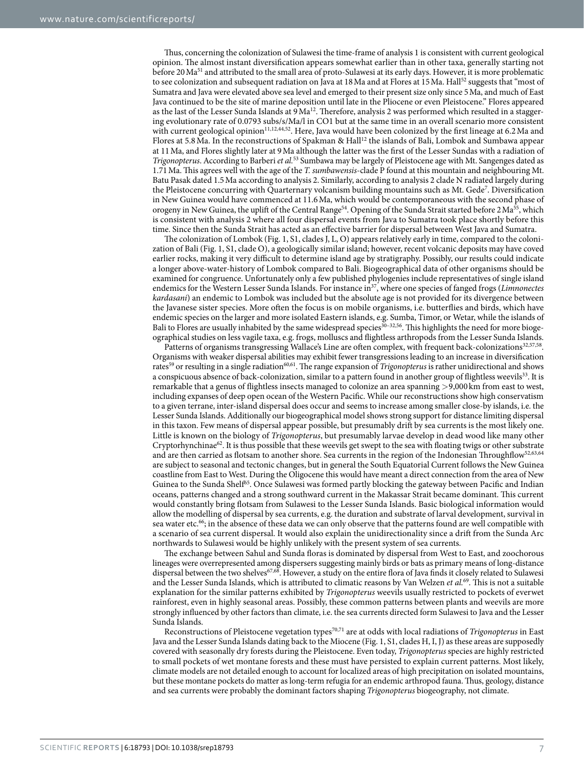Thus, concerning the colonization of Sulawesi the time-frame of analysis 1 is consistent with current geological opinion. The almost instant diversification appears somewhat earlier than in other taxa, generally starting not before 20 Ma[51] and attributed to the small area of proto-Sulawesi at its early days. However, it is more problematic to see colonization and subsequent radiation on Java at 18 Ma and at Flores at 15 Ma. Hall[52] suggests that "most of Sumatra and Java were elevated above sea level and emerged to their present size only since 5 Ma, and much of East Java continued to be the site of marine deposition until late in the Pliocene or even Pleistocene." Flores appeared as the last of the Lesser Sunda Islands at 9 Ma[12]. Therefore, analysis 2 was performed which resulted in a staggering evolutionary rate of 0.0793 subs/s/Ma/l in CO1 but at the same time in an overall scenario more consistent with current geological opinion[11,12,44,52]. Here, Java would have been colonized by the first lineage at 6.2 Ma and Flores at 5.8 Ma. In the reconstructions of Spakman & Hall[12] the islands of Bali, Lombok and Sumbawa appear at 11 Ma, and Flores slightly later at 9 Ma although the latter was the first of the Lesser Sundas with a radiation of *Trigonopterus*. According to Barberi *et al.*[53] Sumbawa may be largely of Pleistocene age with Mt. Sangenges dated as 1.71 Ma. This agrees well with the age of the *T. sumbawensis*-clade P found at this mountain and neighbouring Mt. Batu Pasak dated 1.5 Ma according to analysis 2. Similarly, according to analysis 2 clade N radiated largely during the Pleistocene concurring with Quarternary volcanism building mountains such as Mt. Gede[7]. Diversification in New Guinea would have commenced at 11.6 Ma, which would be contemporaneous with the second phase of orogeny in New Guinea, the uplift of the Central Range[54]. Opening of the Sunda Strait started before 2 Ma[55], which is consistent with analysis 2 where all four dispersal events from Java to Sumatra took place shortly before this time. Since then the Sunda Strait has acted as an effective barrier for dispersal between West Java and Sumatra.

The colonization of Lombok (Fig. 1, S1, clades J, L, O) appears relatively early in time, compared to the colonization of Bali (Fig. 1, S1, clade O), a geologically similar island; however, recent volcanic deposits may have coved earlier rocks, making it very difficult to determine island age by stratigraphy. Possibly, our results could indicate a longer above-water-history of Lombok compared to Bali. Biogeographical data of other organisms should be examined for congruence. Unfortunately only a few published phylogenies include representatives of single island endemics for the Western Lesser Sunda Islands. For instance in[37], where one species of fanged frogs (*Limnonectes kardasani*) an endemic to Lombok was included but the absolute age is not provided for its divergence between the Javanese sister species. More often the focus is on mobile organisms, i.e. butterflies and birds, which have endemic species on the larger and more isolated Eastern islands, e.g. Sumba, Timor, or Wetar, while the islands of Bali to Flores are usually inhabited by the same widespread species[30–32,56]. This highlights the need for more biogeographical studies on less vagile taxa, e.g. frogs, molluscs and flightless arthropods from the Lesser Sunda Islands.

Patterns of organisms transgressing Wallace's Line are often complex, with frequent back-colonizations[32,57,58]. Organisms with weaker dispersal abilities may exhibit fewer transgressions leading to an increase in diversification rates[59] or resulting in a single radiation[60,61]. The range expansion of *Trigonopterus* is rather unidirectional and shows a conspicuous absence of back-colonization, similar to a pattern found in another group of flightless weevils[33]. It is remarkable that a genus of flightless insects managed to colonize an area spanning >9,000 km from east to west, including expanses of deep open ocean of the Western Pacific. While our reconstructions show high conservatism to a given terrane, inter-island dispersal does occur and seems to increase among smaller close-by islands, i.e. the Lesser Sunda Islands. Additionally our biogeographical model shows strong support for distance limiting dispersal in this taxon. Few means of dispersal appear possible, but presumably drift by sea currents is the most likely one. Little is known on the biology of *Trigonopterus*, but presumably larvae develop in dead wood like many other Cryptorhynchinae[62]. It is thus possible that these weevils get swept to the sea with floating twigs or other substrate and are then carried as flotsam to another shore. Sea currents in the region of the Indonesian Throughflow[52,63,64] are subject to seasonal and tectonic changes, but in general the South Equatorial Current follows the New Guinea coastline from East to West. During the Oligocene this would have meant a direct connection from the area of New Guinea to the Sunda Shelf[65]. Once Sulawesi was formed partly blocking the gateway between Pacific and Indian oceans, patterns changed and a strong southward current in the Makassar Strait became dominant. This current would constantly bring flotsam from Sulawesi to the Lesser Sunda Islands. Basic biological information would allow the modelling of dispersal by sea currents, e.g. the duration and substrate of larval development, survival in sea water etc.[66]; in the absence of these data we can only observe that the patterns found are well compatible with a scenario of sea current dispersal. It would also explain the unidirectionality since a drift from the Sunda Arc northwards to Sulawesi would be highly unlikely with the present system of sea currents.

The exchange between Sahul and Sunda floras is dominated by dispersal from West to East, and zoochorous lineages were overrepresented among dispersers suggesting mainly birds or bats as primary means of long-distance dispersal between the two shelves[67,68]. However, a study on the entire flora of Java finds it closely related to Sulawesi and the Lesser Sunda Islands, which is attributed to climatic reasons by Van Welzen *et al.*[69]. This is not a suitable explanation for the similar patterns exhibited by *Trigonopterus* weevils usually restricted to pockets of everwet rainforest, even in highly seasonal areas. Possibly, these common patterns between plants and weevils are more strongly influenced by other factors than climate, i.e. the sea currents directed form Sulawesi to Java and the Lesser Sunda Islands.

Reconstructions of Pleistocene vegetation types[70,71] are at odds with local radiations of *Trigonopterus* in East Java and the Lesser Sunda Islands dating back to the Miocene (Fig. 1, S1, clades H, I, J) as these areas are supposedly covered with seasonally dry forests during the Pleistocene. Even today, *Trigonopterus* species are highly restricted to small pockets of wet montane forests and these must have persisted to explain current patterns. Most likely, climate models are not detailed enough to account for localized areas of high precipitation on isolated mountains, but these montane pockets do matter as long-term refugia for an endemic arthropod fauna. Thus, geology, distance and sea currents were probably the dominant factors shaping *Trigonopterus* biogeography, not climate.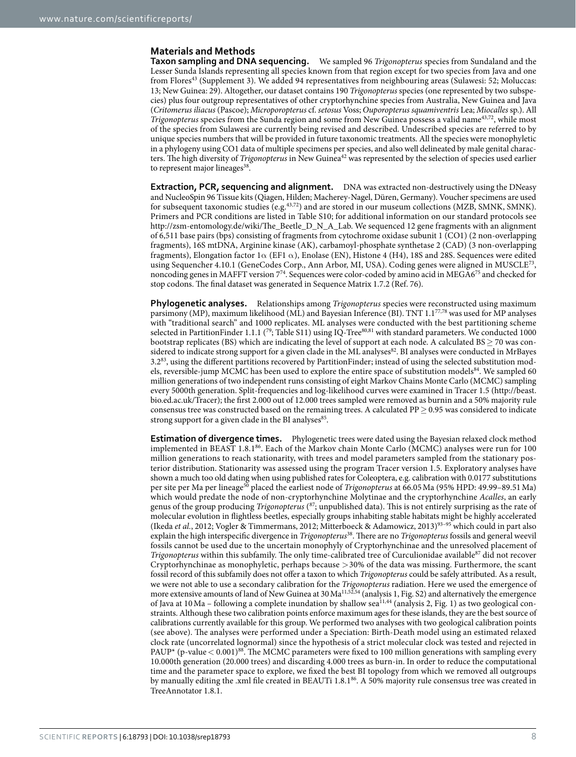## Materials and Methods

**Taxon sampling and DNA sequencing.** We sampled 96 *Trigonopterus* species from Sundaland and the Lesser Sunda Islands representing all species known from that region except for two species from Java and one from Flores[43] (Supplement 3). We added 94 representatives from neighbouring areas (Sulawesi: 52; Moluccas: 13; New Guinea: 29). Altogether, our dataset contains 190 *Trigonopterus* species (one represented by two subspecies) plus four outgroup representatives of other cryptorhynchine species from Australia, New Guinea and Java (*Critomerus iliacus* (Pascoe); *Microporopterus* cf. *setosus* Voss; *Ouporopterus squamiventris* Lea; *Miocalles* sp.). All *Trigonopterus* species from the Sunda region and some from New Guinea possess a valid name[43,72], while most of the species from Sulawesi are currently being revised and described. Undescribed species are referred to by unique species numbers that will be provided in future taxonomic treatments. All the species were monophyletic in a phylogeny using CO1 data of multiple specimens per species, and also well delineated by male genital characters. The high diversity of *Trigonopterus* in New Guinea[42] was represented by the selection of species used earlier to represent major lineages[38].

**Extraction, PCR, sequencing and alignment.** DNA was extracted non-destructively using the DNeasy and NucleoSpin 96 Tissue kits (Qiagen, Hilden; Macherey-Nagel, Düren, Germany). Voucher specimens are used for subsequent taxonomic studies (e.g.[43,72]) and are stored in our museum collections (MZB, SMNK, SMNK). Primers and PCR conditions are listed in Table S10; for additional information on our standard protocols see http://zsm-entomology.de/wiki/The_Beetle_D_N_A_Lab. We sequenced 12 gene fragments with an alignment of 6,511 base pairs (bps) consisting of fragments from cytochrome oxidase subunit 1 (CO1) (2 non-overlapping fragments), 16S mtDNA, Arginine kinase (AK), carbamoyl-phosphate synthetase 2 (CAD) (3 non-overlapping fragments), Elongation factor 1$\alpha$ (EF1 $\alpha$), Enolase (EN), Histone 4 (H4), 18S and 28S. Sequences were edited using Sequencher 4.10.1 (GeneCodes Corp., Ann Arbor, MI, USA). Coding genes were aligned in MUSCLE[73], noncoding genes in MAFFT version 7[74]. Sequences were color-coded by amino acid in MEGA6[75] and checked for stop codons. The final dataset was generated in Sequence Matrix 1.7.2 (Ref. 76).

**Phylogenetic analyses.** Relationships among *Trigonopterus* species were reconstructed using maximum parsimony (MP), maximum likelihood (ML) and Bayesian Inference (BI). TNT 1.1[77,78] was used for MP analyses with "traditional search" and 1000 replicates. ML analyses were conducted with the best partitioning scheme selected in PartitionFinder 1.1.1 ([79]; Table S11) using IQ-Tree[80,81] with standard parameters. We conducted 1000 bootstrap replicates (BS) which are indicating the level of support at each node. A calculated BS $\geq$ 70 was considered to indicate strong support for a given clade in the ML analyses[82]. BI analyses were conducted in MrBayes 3.2[83], using the different partitions recovered by PartitionFinder; instead of using the selected substitution models, reversible-jump MCMC has been used to explore the entire space of substitution models[84]. We sampled 60 million generations of two independent runs consisting of eight Markov Chains Monte Carlo (MCMC) sampling every 5000th generation. Split-frequencies and log-likelihood curves were examined in Tracer 1.5 (http://beast.bio.ed.ac.uk/Tracer); the first 2.000 out of 12.000 trees sampled were removed as burnin and a 50% majority rule consensus tree was constructed based on the remaining trees. A calculated PP $\geq$ 0.95 was considered to indicate strong support for a given clade in the BI analyses[85].

**Estimation of divergence times.** Phylogenetic trees were dated using the Bayesian relaxed clock method implemented in BEAST 1.8.1[86]. Each of the Markov chain Monte Carlo (MCMC) analyses were run for 100 million generations to reach stationarity, with trees and model parameters sampled from the stationary posterior distribution. Stationarity was assessed using the program Tracer version 1.5. Exploratory analyses have shown a much too old dating when using published rates for Coleoptera, e.g. calibration with 0.0177 substitutions per site per Ma per lineage[50] placed the earliest node of *Trigonopterus* at 66.05 Ma (95% HPD: 49.99–89.51 Ma) which would predate the node of non-cryptorhynchine Molytinae and the cryptorhynchine *Acalles*, an early genus of the group producing *Trigonopterus* ([87]; unpublished data). This is not entirely surprising as the rate of molecular evolution in flightless beetles, especially groups inhabiting stable habitats might be highly accelerated (Ikeda *et al.*, 2012; Vogler & Timmermans, 2012; Mitterboeck & Adamowicz, 2013)[93–95] which could in part also explain the high interspecific divergence in *Trigonopterus*[38]. There are no *Trigonopterus* fossils and general weevil fossils cannot be used due to the uncertain monophyly of Cryptorhynchinae and the unresolved placement of *Trigonopterus* within this subfamily. The only time-calibrated tree of Curculionidae available[87] did not recover Cryptorhynchinae as monophyletic, perhaps because >30% of the data was missing. Furthermore, the scant fossil record of this subfamily does not offer a taxon to which *Trigonopterus* could be safely attributed. As a result, we were not able to use a secondary calibration for the *Trigonopterus* radiation. Here we used the emergence of more extensive amounts of land of New Guinea at 30 Ma[11,52,54] (analysis 1, Fig. S2) and alternatively the emergence of Java at 10 Ma – following a complete inundation by shallow sea[11,44] (analysis 2, Fig. 1) as two geological constraints. Although these two calibration points enforce maximum ages for these islands, they are the best source of calibrations currently available for this group. We performed two analyses with two geological calibration points (see above). The analyses were performed under a Speciation: Birth-Death model using an estimated relaxed clock rate (uncorrelated lognormal) since the hypothesis of a strict molecular clock was tested and rejected in PAUP* (p-value < 0.001)[88]. The MCMC parameters were fixed to 100 million generations with sampling every 10.000th generation (20.000 trees) and discarding 4.000 trees as burn-in. In order to reduce the computational time and the parameter space to explore, we fixed the best BI topology from which we removed all outgroups by manually editing the .xml file created in BEAUTi 1.8.1[86]. A 50% majority rule consensus tree was created in TreeAnnotator 1.8.1.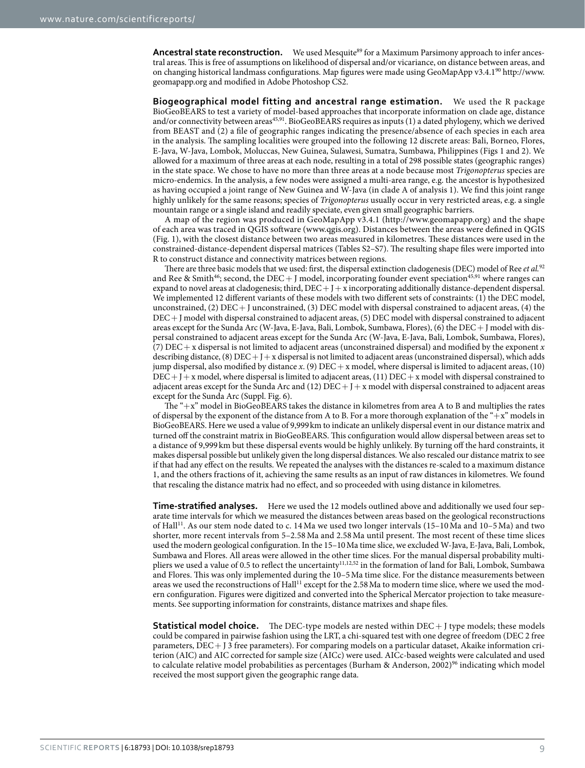**Ancestral state reconstruction.** We used Mesquite[89] for a Maximum Parsimony approach to infer ancestral areas. This is free of assumptions on likelihood of dispersal and/or vicariance, on distance between areas, and on changing historical landmass configurations. Map figures were made using GeoMapApp v3.4.1[90] http://www.geomapapp.org and modified in Adobe Photoshop CS2.

**Biogeographical model fitting and ancestral range estimation.** We used the R package BioGeoBEARS to test a variety of model-based approaches that incorporate information on clade age, distance and/or connectivity between areas[45,91]. BioGeoBEARS requires as inputs (1) a dated phylogeny, which we derived from BEAST and (2) a file of geographic ranges indicating the presence/absence of each species in each area in the analysis. The sampling localities were grouped into the following 12 discrete areas: Bali, Borneo, Flores, E-Java, W-Java, Lombok, Moluccas, New Guinea, Sulawesi, Sumatra, Sumbawa, Philippines (Figs 1 and 2). We allowed for a maximum of three areas at each node, resulting in a total of 298 possible states (geographic ranges) in the state space. We chose to have no more than three areas at a node because most *Trigonopterus* species are micro-endemics. In the analysis, a few nodes were assigned a multi-area range, e.g. the ancestor is hypothesized as having occupied a joint range of New Guinea and W-Java (in clade A of analysis 1). We find this joint range highly unlikely for the same reasons; species of *Trigonopterus* usually occur in very restricted areas, e.g. a single mountain range or a single island and readily speciate, even given small geographic barriers.

A map of the region was produced in GeoMapApp v3.4.1 (http://www.geomapapp.org) and the shape of each area was traced in QGIS software (www.qgis.org). Distances between the areas were defined in QGIS (Fig. 1), with the closest distance between two areas measured in kilometres. These distances were used in the constrained-distance-dependent dispersal matrices (Tables S2–S7). The resulting shape files were imported into R to construct distance and connectivity matrices between regions.

There are three basic models that we used: first, the dispersal extinction cladogenesis (DEC) model of Ree *et al.*[92] and Ree & Smith[46]; second, the DEC + J model, incorporating founder event speciation[45,91] where ranges can expand to novel areas at cladogenesis; third, DEC + J + x incorporating additionally distance-dependent dispersal. We implemented 12 different variants of these models with two different sets of constraints: (1) the DEC model, unconstrained, (2) DEC + J unconstrained, (3) DEC model with dispersal constrained to adjacent areas, (4) the DEC + J model with dispersal constrained to adjacent areas, (5) DEC model with dispersal constrained to adjacent areas except for the Sunda Arc (W-Java, E-Java, Bali, Lombok, Sumbawa, Flores), (6) the DEC + J model with dispersal constrained to adjacent areas except for the Sunda Arc (W-Java, E-Java, Bali, Lombok, Sumbawa, Flores), (7) DEC + x dispersal is not limited to adjacent areas (unconstrained dispersal) and modified by the exponent *x* describing distance, (8) DEC + J + x dispersal is not limited to adjacent areas (unconstrained dispersal), which adds jump dispersal, also modified by distance *x*. (9) DEC + x model, where dispersal is limited to adjacent areas, (10) DEC + J + x model, where dispersal is limited to adjacent areas, (11) DEC + x model with dispersal constrained to adjacent areas except for the Sunda Arc and (12) DEC + J + x model with dispersal constrained to adjacent areas except for the Sunda Arc (Suppl. Fig. 6).

The "+x" model in BioGeoBEARS takes the distance in kilometres from area A to B and multiplies the rates of dispersal by the exponent of the distance from A to B. For a more thorough explanation of the "+x" models in BioGeoBEARS. Here we used a value of 9,999 km to indicate an unlikely dispersal event in our distance matrix and turned off the constraint matrix in BioGeoBEARS. This configuration would allow dispersal between areas set to a distance of 9,999 km but these dispersal events would be highly unlikely. By turning off the hard constraints, it makes dispersal possible but unlikely given the long dispersal distances. We also rescaled our distance matrix to see if that had any effect on the results. We repeated the analyses with the distances re-scaled to a maximum distance 1, and the others fractions of it, achieving the same results as an input of raw distances in kilometres. We found that rescaling the distance matrix had no effect, and so proceeded with using distance in kilometres.

**Time-stratified analyses.** Here we used the 12 models outlined above and additionally we used four separate time intervals for which we measured the distances between areas based on the geological reconstructions of Hall[11]. As our stem node dated to c. 14 Ma we used two longer intervals (15–10 Ma and 10–5 Ma) and two shorter, more recent intervals from 5–2.58 Ma and 2.58 Ma until present. The most recent of these time slices used the modern geological configuration. In the 15–10 Ma time slice, we excluded W-Java, E-Java, Bali, Lombok, Sumbawa and Flores. All areas were allowed in the other time slices. For the manual dispersal probability multipliers we used a value of 0.5 to reflect the uncertainty[11,12,52] in the formation of land for Bali, Lombok, Sumbawa and Flores. This was only implemented during the 10–5 Ma time slice. For the distance measurements between areas we used the reconstructions of Hall[11] except for the 2.58 Ma to modern time slice, where we used the modern configuration. Figures were digitized and converted into the Spherical Mercator projection to take measurements. See supporting information for constraints, distance matrixes and shape files.

**Statistical model choice.** The DEC-type models are nested within DEC + J type models; these models could be compared in pairwise fashion using the LRT, a chi-squared test with one degree of freedom (DEC 2 free parameters, DEC + J 3 free parameters). For comparing models on a particular dataset, Akaike information criterion (AIC) and AIC corrected for sample size (AICc) were used. AICc-based weights were calculated and used to calculate relative model probabilities as percentages (Burham & Anderson, 2002)[96] indicating which model received the most support given the geographic range data.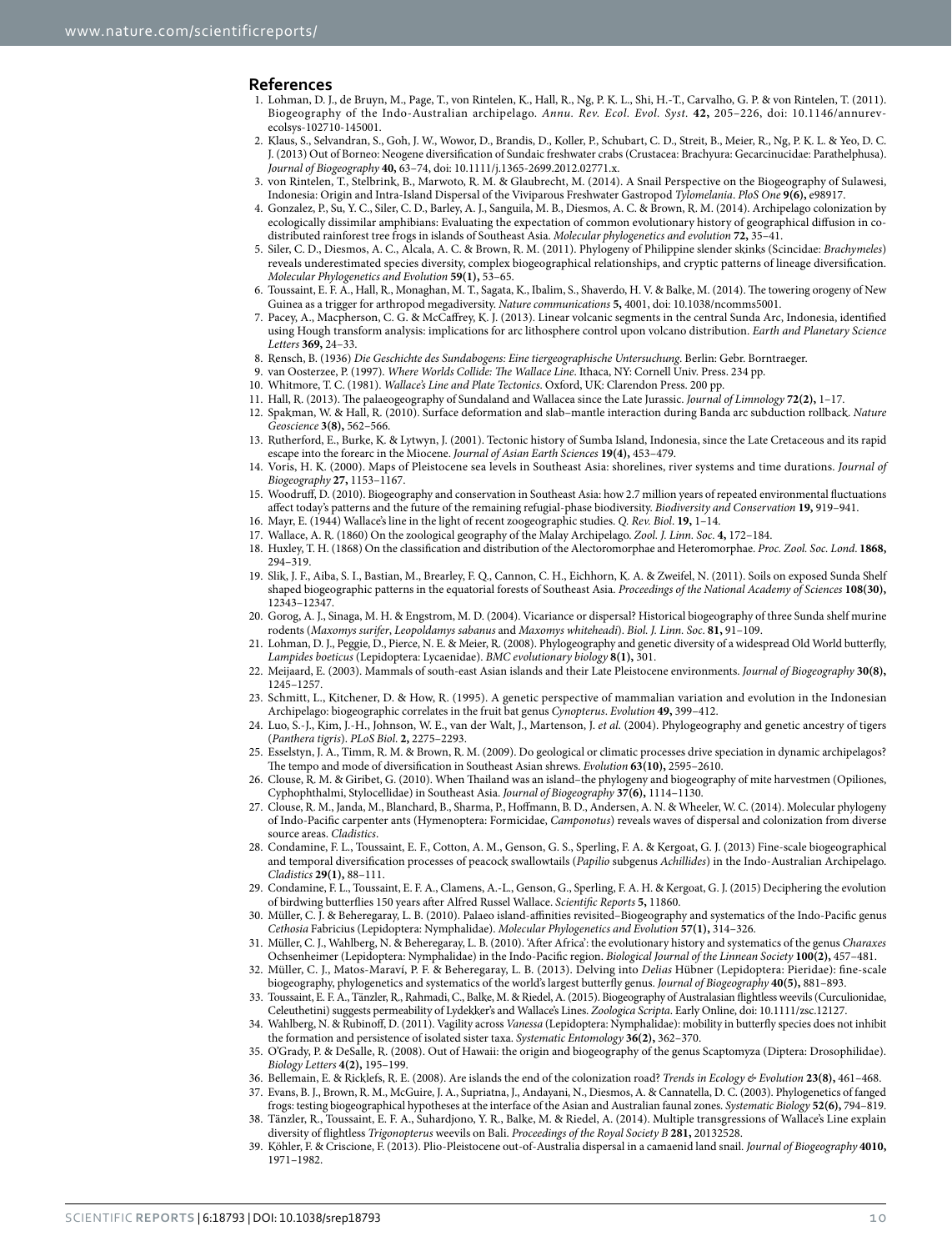## References

1. Lohman, D. J., de Bruyn, M., Page, T., von Rintelen, K., Hall, R., Ng, P. K. L., Shi, H.-T., Carvalho, G. P. & von Rintelen, T. (2011). Biogeography of the Indo-Australian archipelago. *Annu. Rev. Ecol. Evol. Syst.* **42,** 205–226, doi: 10.1146/annurev-ecolsys-102710-145001.
2. Klaus, S., Selvandran, S., Goh, J. W., Wowor, D., Brandis, D., Koller, P., Schubart, C. D., Streit, B., Meier, R., Ng, P. K. L. & Yeo, D. C. J. (2013) Out of Borneo: Neogene diversification of Sundaic freshwater crabs (Crustacea: Brachyura: Gecarcinucidae: Parathelphusa). *Journal of Biogeography* **40,** 63–74, doi: 10.1111/j.1365-2699.2012.02771.x.
3. von Rintelen, T., Stelbrink, B., Marwoto, R. M. & Glaubrecht, M. (2014). A Snail Perspective on the Biogeography of Sulawesi, Indonesia: Origin and Intra-Island Dispersal of the Viviparous Freshwater Gastropod *Tylomelania*. *PloS One* **9(6),** e98917.
4. Gonzalez, P., Su, Y. C., Siler, C. D., Barley, A. J., Sanguila, M. B., Diesmos, A. C. & Brown, R. M. (2014). Archipelago colonization by ecologically dissimilar amphibians: Evaluating the expectation of common evolutionary history of geographical diffusion in co-distributed rainforest tree frogs in islands of Southeast Asia. *Molecular phylogenetics and evolution* **72,** 35–41.
5. Siler, C. D., Diesmos, A. C., Alcala, A. C. & Brown, R. M. (2011). Phylogeny of Philippine slender skinks (Scincidae: *Brachymeles*) reveals underestimated species diversity, complex biogeographical relationships, and cryptic patterns of lineage diversification. *Molecular Phylogenetics and Evolution* **59(1),** 53–65.
6. Toussaint, E. F. A., Hall, R., Monaghan, M. T., Sagata, K., Ibalim, S., Shaverdo, H. V. & Balke, M. (2014). The towering orogeny of New Guinea as a trigger for arthropod megadiversity. *Nature communications* **5,** 4001, doi: 10.1038/ncomms5001.
7. Pacey, A., Macpherson, C. G. & McCaffrey, K. J. (2013). Linear volcanic segments in the central Sunda Arc, Indonesia, identified using Hough transform analysis: implications for arc lithosphere control upon volcano distribution. *Earth and Planetary Science Letters* **369,** 24–33.
8. Rensch, B. (1936) *Die Geschichte des Sundabogens: Eine tiergeographische Untersuchung*. Berlin: Gebr. Borntraeger.
9. van Oosterzee, P. (1997). *Where Worlds Collide: The Wallace Line*. Ithaca, NY: Cornell Univ. Press. 234 pp.
10. Whitmore, T. C. (1981). *Wallace's Line and Plate Tectonics*. Oxford, UK: Clarendon Press. 200 pp.
11. Hall, R. (2013). The palaeogeography of Sundaland and Wallacea since the Late Jurassic. *Journal of Limnology* **72(2),** 1–17.
12. Spakman, W. & Hall, R. (2010). Surface deformation and slab–mantle interaction during Banda arc subduction rollback. *Nature Geoscience* **3(8),** 562–566.
13. Rutherford, E., Burke, K. & Lytwyn, J. (2001). Tectonic history of Sumba Island, Indonesia, since the Late Cretaceous and its rapid escape into the forearc in the Miocene. *Journal of Asian Earth Sciences* **19(4),** 453–479.
14. Voris, H. K. (2000). Maps of Pleistocene sea levels in Southeast Asia: shorelines, river systems and time durations. *Journal of Biogeography* **27,** 1153–1167.
15. Woodruff, D. (2010). Biogeography and conservation in Southeast Asia: how 2.7 million years of repeated environmental fluctuations affect today's patterns and the future of the remaining refugial-phase biodiversity. *Biodiversity and Conservation* **19,** 919–941.
16. Mayr, E. (1944) Wallace's line in the light of recent zoogeographic studies. *Q. Rev. Biol*. **19,** 1–14.
17. Wallace, A. R. (1860) On the zoological geography of the Malay Archipelago. *Zool. J. Linn. Soc*. **4,** 172–184.
18. Huxley, T. H. (1868) On the classification and distribution of the Alectoromorphae and Heteromorphae. *Proc. Zool. Soc. Lond*. **1868,** 294–319.
19. Slik, J. F., Aiba, S. I., Bastian, M., Brearley, F. Q., Cannon, C. H., Eichhorn, K. A. & Zweifel, N. (2011). Soils on exposed Sunda Shelf shaped biogeographic patterns in the equatorial forests of Southeast Asia. *Proceedings of the National Academy of Sciences* **108(30),** 12343–12347.
20. Gorog, A. J., Sinaga, M. H. & Engstrom, M. D. (2004). Vicariance or dispersal? Historical biogeography of three Sunda shelf murine rodents (*Maxomys surifer*, *Leopoldamys sabanus* and *Maxomys whiteheadi*). *Biol. J. Linn. Soc*. **81,** 91–109.
21. Lohman, D. J., Peggie, D., Pierce, N. E. & Meier, R. (2008). Phylogeography and genetic diversity of a widespread Old World butterfly, *Lampides boeticus* (Lepidoptera: Lycaenidae). *BMC evolutionary biology* **8(1),** 301.
22. Meijaard, E. (2003). Mammals of south-east Asian islands and their Late Pleistocene environments. *Journal of Biogeography* **30(8),** 1245–1257.
23. Schmitt, L., Kitchener, D. & How, R. (1995). A genetic perspective of mammalian variation and evolution in the Indonesian Archipelago: biogeographic correlates in the fruit bat genus *Cynopterus*. *Evolution* **49,** 399–412.
24. Luo, S.-J., Kim, J.-H., Johnson, W. E., van der Walt, J., Martenson, J. *et al.* (2004). Phylogeography and genetic ancestry of tigers (*Panthera tigris*). *PLoS Biol.* **2,** 2275–2293.
25. Esselstyn, J. A., Timm, R. M. & Brown, R. M. (2009). Do geological or climatic processes drive speciation in dynamic archipelagos? The tempo and mode of diversification in Southeast Asian shrews. *Evolution* **63(10),** 2595–2610.
26. Clouse, R. M. & Giribet, G. (2010). When Thailand was an island–the phylogeny and biogeography of mite harvestmen (Opiliones, Cyphophthalmi, Stylocellidae) in Southeast Asia. *Journal of Biogeography* **37(6),** 1114–1130.
27. Clouse, R. M., Janda, M., Blanchard, B., Sharma, P., Hoffmann, B. D., Andersen, A. N. & Wheeler, W. C. (2014). Molecular phylogeny of Indo-Pacific carpenter ants (Hymenoptera: Formicidae, *Camponotus*) reveals waves of dispersal and colonization from diverse source areas. *Cladistics*.
28. Condamine, F. L., Toussaint, E. F., Cotton, A. M., Genson, G. S., Sperling, F. A. & Kergoat, G. J. (2013) Fine-scale biogeographical and temporal diversification processes of peacock swallowtails (*Papilio* subgenus *Achillides*) in the Indo-Australian Archipelago. *Cladistics* **29(1),** 88–111.
29. Condamine, F. L., Toussaint, E. F. A., Clamens, A.-L., Genson, G., Sperling, F. A. H. & Kergoat, G. J. (2015) Deciphering the evolution of birdwing butterflies 150 years after Alfred Russel Wallace. *Scientific Reports* **5,** 11860.
30. Müller, C. J. & Beheregaray, L. B. (2010). Palaeo island-affinities revisited–Biogeography and systematics of the Indo-Pacific genus *Cethosia* Fabricius (Lepidoptera: Nymphalidae). *Molecular Phylogenetics and Evolution* **57(1),** 314–326.
31. Müller, C. J., Wahlberg, N. & Beheregaray, L. B. (2010). 'After Africa': the evolutionary history and systematics of the genus *Charaxes* Ochsenheimer (Lepidoptera: Nymphalidae) in the Indo-Pacific region. *Biological Journal of the Linnean Society* **100(2),** 457–481.
32. Müller, C. J., Matos-Maraví, P. F. & Beheregaray, L. B. (2013). Delving into *Delias* Hübner (Lepidoptera: Pieridae): fine-scale biogeography, phylogenetics and systematics of the world's largest butterfly genus. *Journal of Biogeography* **40(5),** 881–893.
33. Toussaint, E. F. A., Tänzler, R., Rahmadi, C., Balke, M. & Riedel, A. (2015). Biogeography of Australasian flightless weevils (Curculionidae, Celeuthetini) suggests permeability of Lydekker's and Wallace's Lines. *Zoologica Scripta*. Early Online, doi: 10.1111/zsc.12127.
34. Wahlberg, N. & Rubinoff, D. (2011). Vagility across *Vanessa* (Lepidoptera: Nymphalidae): mobility in butterfly species does not inhibit the formation and persistence of isolated sister taxa. *Systematic Entomology* **36(2),** 362–370.
35. O'Grady, P. & DeSalle, R. (2008). Out of Hawaii: the origin and biogeography of the genus Scaptomyza (Diptera: Drosophilidae). *Biology Letters* **4(2),** 195–199.
36. Bellemain, E. & Ricklefs, R. E. (2008). Are islands the end of the colonization road? *Trends in Ecology & Evolution* **23(8),** 461–468.
37. Evans, B. J., Brown, R. M., McGuire, J. A., Supriatna, J., Andayani, N., Diesmos, A. & Cannatella, D. C. (2003). Phylogenetics of fanged frogs: testing biogeographical hypotheses at the interface of the Asian and Australian faunal zones. *Systematic Biology* **52(6),** 794–819.
38. Tänzler, R., Toussaint, E. F. A., Suhardjono, Y. R., Balke, M. & Riedel, A. (2014). Multiple transgressions of Wallace's Line explain diversity of flightless *Trigonopterus* weevils on Bali. *Proceedings of the Royal Society B* **281,** 20132528.
39. Köhler, F. & Criscione, F. (2013). Plio-Pleistocene out-of-Australia dispersal in a camaenid land snail. *Journal of Biogeography* **4010,** 1971–1982.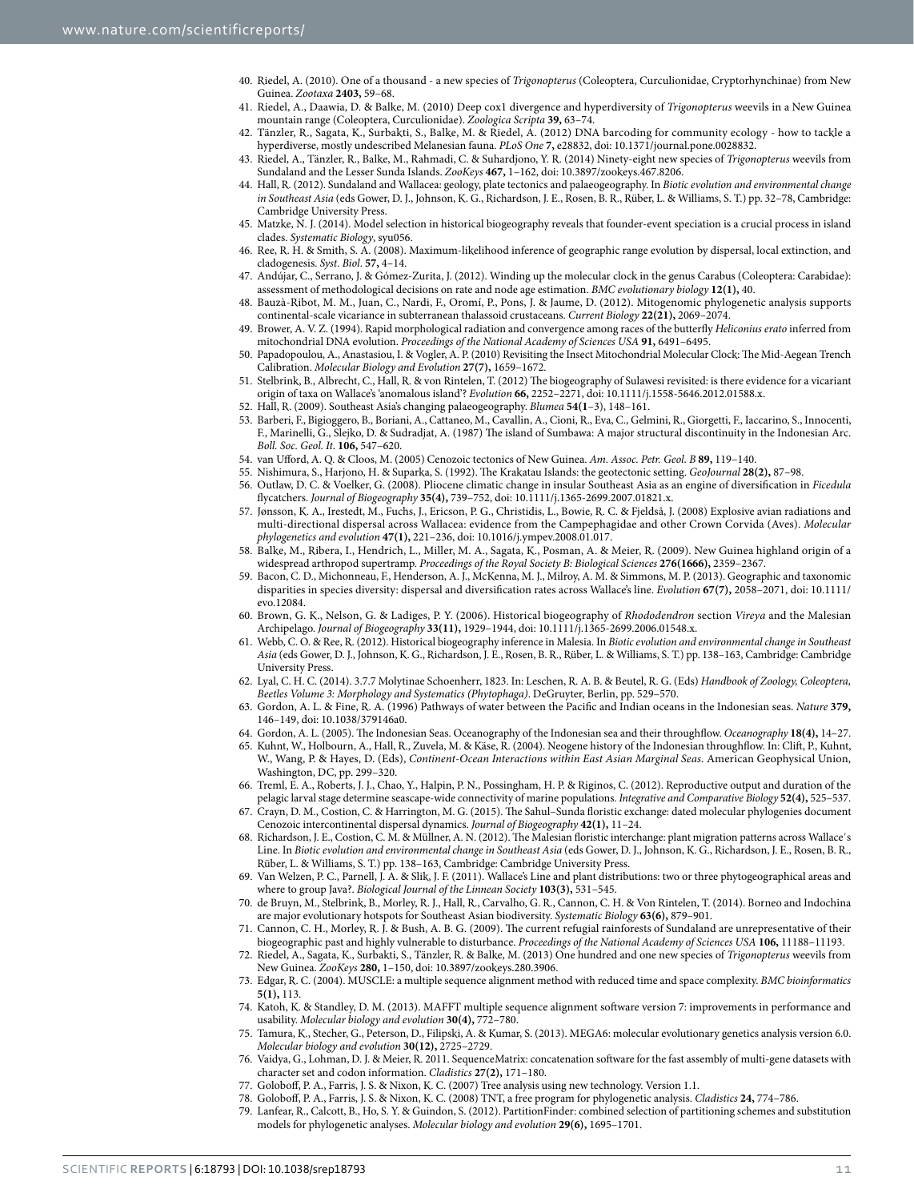40. Riedel, A. (2010). One of a thousand - a new species of *Trigonopterus* (Coleoptera, Curculionidae, Cryptorhynchinae) from New Guinea. *Zootaxa* **2403,** 59–68.
41. Riedel, A., Daawia, D. & Balke, M. (2010) Deep cox1 divergence and hyperdiversity of *Trigonopterus* weevils in a New Guinea mountain range (Coleoptera, Curculionidae). *Zoologica Scripta* **39,** 63–74.
42. Tänzler, R., Sagata, K., Surbakti, S., Balke, M. & Riedel, A. (2012) DNA barcoding for community ecology - how to tackle a hyperdiverse, mostly undescribed Melanesian fauna. *PLoS One* **7,** e28832, doi: 10.1371/journal.pone.0028832.
43. Riedel, A., Tänzler, R., Balke, M., Rahmadi, C. & Suhardjono, Y. R. (2014) Ninety-eight new species of *Trigonopterus* weevils from Sundaland and the Lesser Sunda Islands. *ZooKeys* **467,** 1–162, doi: 10.3897/zookeys.467.8206.
44. Hall, R. (2012). Sundaland and Wallacea: geology, plate tectonics and palaeogeography. In *Biotic evolution and environmental change in Southeast Asia* (eds Gower, D. J., Johnson, K. G., Richardson, J. E., Rosen, B. R., Rüber, L. & Williams, S. T.) pp. 32–78, Cambridge: Cambridge University Press.
45. Matzke, N. J. (2014). Model selection in historical biogeography reveals that founder-event speciation is a crucial process in island clades. *Systematic Biology*, syu056.
46. Ree, R. H. & Smith, S. A. (2008). Maximum-likelihood inference of geographic range evolution by dispersal, local extinction, and cladogenesis. *Syst. Biol.* **57,** 4–14.
47. Andújar, C., Serrano, J. & Gómez-Zurita, J. (2012). Winding up the molecular clock in the genus Carabus (Coleoptera: Carabidae): assessment of methodological decisions on rate and node age estimation. *BMC evolutionary biology* **12(1),** 40.
48. Bauzà-Ribot, M. M., Juan, C., Nardi, F., Oromí, P., Pons, J. & Jaume, D. (2012). Mitogenomic phylogenetic analysis supports continental-scale vicariance in subterranean thalassoid crustaceans. *Current Biology* **22(21),** 2069–2074.
49. Brower, A. V. Z. (1994). Rapid morphological radiation and convergence among races of the butterfly *Heliconius erato* inferred from mitochondrial DNA evolution. *Proceedings of the National Academy of Sciences USA* **91,** 6491–6495.
50. Papadopoulou, A., Anastasiou, I. & Vogler, A. P. (2010) Revisiting the Insect Mitochondrial Molecular Clock: The Mid-Aegean Trench Calibration. *Molecular Biology and Evolution* **27(7),** 1659–1672.
51. Stelbrink, B., Albrecht, C., Hall, R. & von Rintelen, T. (2012) The biogeography of Sulawesi revisited: is there evidence for a vicariant origin of taxa on Wallace's 'anomalous island'? *Evolution* **66,** 2252–2271, doi: 10.1111/j.1558-5646.2012.01588.x.
52. Hall, R. (2009). Southeast Asia's changing palaeogeography. *Blumea* **54(1**–3), 148–161.
53. Barberi, F., Bigioggero, B., Boriani, A., Cattaneo, M., Cavallin, A., Cioni, R., Eva, C., Gelmini, R., Giorgetti, F., Iaccarino, S., Innocenti, F., Marinelli, G., Slejko, D. & Sudradjat, A. (1987) The island of Sumbawa: A major structural discontinuity in the Indonesian Arc. *Boll. Soc. Geol. It.* **106,** 547–620.
54. van Ufford, A. Q. & Cloos, M. (2005) Cenozoic tectonics of New Guinea. *Am. Assoc. Petr. Geol. B* **89,** 119–140.
55. Nishimura, S., Harjono, H. & Suparka, S. (1992). The Krakatau Islands: the geotectonic setting. *GeoJournal* **28(2),** 87–98.
56. Outlaw, D. C. & Voelker, G. (2008). Pliocene climatic change in insular Southeast Asia as an engine of diversification in *Ficedula* flycatchers. *Journal of Biogeography* **35(4),** 739–752, doi: 10.1111/j.1365-2699.2007.01821.x.
57. Jønsson, K. A., Irestedt, M., Fuchs, J., Ericson, P. G., Christidis, L., Bowie, R. C. & Fjeldså, J. (2008) Explosive avian radiations and multi-directional dispersal across Wallacea: evidence from the Campephagidae and other Crown Corvida (Aves). *Molecular phylogenetics and evolution* **47(1),** 221–236, doi: 10.1016/j.ympev.2008.01.017.
58. Balke, M., Ribera, I., Hendrich, L., Miller, M. A., Sagata, K., Posman, A. & Meier, R. (2009). New Guinea highland origin of a widespread arthropod supertramp. *Proceedings of the Royal Society B: Biological Sciences* **276(1666),** 2359–2367.
59. Bacon, C. D., Michonneau, F., Henderson, A. J., McKenna, M. J., Milroy, A. M. & Simmons, M. P. (2013). Geographic and taxonomic disparities in species diversity: dispersal and diversification rates across Wallace's line. *Evolution* **67(7),** 2058–2071, doi: 10.1111/evo.12084.
60. Brown, G. K., Nelson, G. & Ladiges, P. Y. (2006). Historical biogeography of *Rhododendron* section *Vireya* and the Malesian Archipelago. *Journal of Biogeography* **33(11),** 1929–1944, doi: 10.1111/j.1365-2699.2006.01548.x.
61. Webb, C. O. & Ree, R. (2012). Historical biogeography inference in Malesia. In *Biotic evolution and environmental change in Southeast Asia* (eds Gower, D. J., Johnson, K. G., Richardson, J. E., Rosen, B. R., Rüber, L. & Williams, S. T.) pp. 138–163, Cambridge: Cambridge University Press.
62. Lyal, C. H. C. (2014). 3.7.7 Molytinae Schoenherr, 1823. In: Leschen, R. A. B. & Beutel, R. G. (Eds) *Handbook of Zoology, Coleoptera, Beetles Volume 3: Morphology and Systematics (Phytophaga)*. DeGruyter, Berlin, pp. 529–570.
63. Gordon, A. L. & Fine, R. A. (1996) Pathways of water between the Pacific and Indian oceans in the Indonesian seas. *Nature* **379,** 146–149, doi: 10.1038/379146a0.
64. Gordon, A. L. (2005). The Indonesian Seas. Oceanography of the Indonesian sea and their throughflow. *Oceanography* **18(4),** 14–27.
65. Kuhnt, W., Holbourn, A., Hall, R., Zuvela, M. & Käse, R. (2004). Neogene history of the Indonesian throughflow. In: Clift, P., Kuhnt, W., Wang, P. & Hayes, D. (Eds), *Continent-Ocean Interactions within East Asian Marginal Seas*. American Geophysical Union, Washington, DC, pp. 299–320.
66. Treml, E. A., Roberts, J. J., Chao, Y., Halpin, P. N., Possingham, H. P. & Riginos, C. (2012). Reproductive output and duration of the pelagic larval stage determine seascape-wide connectivity of marine populations. *Integrative and Comparative Biology* **52(4),** 525–537.
67. Crayn, D. M., Costion, C. & Harrington, M. G. (2015). The Sahul–Sunda floristic exchange: dated molecular phylogenies document Cenozoic intercontinental dispersal dynamics. *Journal of Biogeography* **42(1),** 11–24.
68. Richardson, J. E., Costion, C. M. & Müllner, A. N. (2012). The Malesian floristic interchange: plant migration patterns across Wallace's Line. In *Biotic evolution and environmental change in Southeast Asia* (eds Gower, D. J., Johnson, K. G., Richardson, J. E., Rosen, B. R., Rüber, L. & Williams, S. T.) pp. 138–163, Cambridge: Cambridge University Press.
69. Van Welzen, P. C., Parnell, J. A. & Slik, J. F. (2011). Wallace's Line and plant distributions: two or three phytogeographical areas and where to group Java?. *Biological Journal of the Linnean Society* **103(3),** 531–545.
70. de Bruyn, M., Stelbrink, B., Morley, R. J., Hall, R., Carvalho, G. R., Cannon, C. H. & Von Rintelen, T. (2014). Borneo and Indochina are major evolutionary hotspots for Southeast Asian biodiversity. *Systematic Biology* **63(6),** 879–901.
71. Cannon, C. H., Morley, R. J. & Bush, A. B. G. (2009). The current refugial rainforests of Sundaland are unrepresentative of their biogeographic past and highly vulnerable to disturbance. *Proceedings of the National Academy of Sciences USA* **106,** 11188–11193.
72. Riedel, A., Sagata, K., Surbakti, S., Tänzler, R. & Balke, M. (2013) One hundred and one new species of *Trigonopterus* weevils from New Guinea. *ZooKeys* **280,** 1–150, doi: 10.3897/zookeys.280.3906.
73. Edgar, R. C. (2004). MUSCLE: a multiple sequence alignment method with reduced time and space complexity. *BMC bioinformatics* **5(1),** 113.
74. Katoh, K. & Standley, D. M. (2013). MAFFT multiple sequence alignment software version 7: improvements in performance and usability. *Molecular biology and evolution* **30(4),** 772–780.
75. Tamura, K., Stecher, G., Peterson, D., Filipski, A. & Kumar, S. (2013). MEGA6: molecular evolutionary genetics analysis version 6.0. *Molecular biology and evolution* **30(12),** 2725–2729.
76. Vaidya, G., Lohman, D. J. & Meier, R. 2011. SequenceMatrix: concatenation software for the fast assembly of multi-gene datasets with character set and codon information. *Cladistics* **27(2),** 171–180.
77. Goloboff, P. A., Farris, J. S. & Nixon, K. C. (2007) Tree analysis using new technology. Version 1.1.
78. Goloboff, P. A., Farris, J. S. & Nixon, K. C. (2008) TNT, a free program for phylogenetic analysis. *Cladistics* **24,** 774–786.
79. Lanfear, R., Calcott, B., Ho, S. Y. & Guindon, S. (2012). PartitionFinder: combined selection of partitioning schemes and substitution models for phylogenetic analyses. *Molecular biology and evolution* **29(6),** 1695–1701.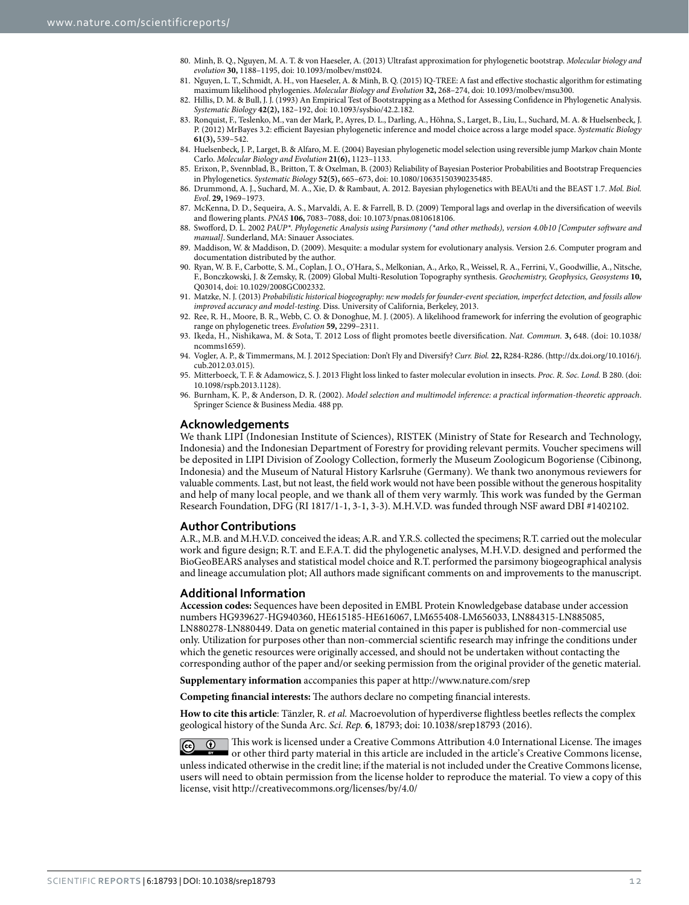80. Minh, B. Q., Nguyen, M. A. T. & von Haeseler, A. (2013) Ultrafast approximation for phylogenetic bootstrap. *Molecular biology and evolution* **30,** 1188–1195, doi: 10.1093/molbev/mst024.
81. Nguyen, L. T., Schmidt, A. H., von Haeseler, A. & Minh, B. Q. (2015) IQ-TREE: A fast and effective stochastic algorithm for estimating maximum likelihood phylogenies. *Molecular Biology and Evolution* **32,** 268–274, doi: 10.1093/molbev/msu300.
82. Hillis, D. M. & Bull, J. J. (1993) An Empirical Test of Bootstrapping as a Method for Assessing Confidence in Phylogenetic Analysis. *Systematic Biology* **42(2),** 182–192, doi: 10.1093/sysbio/42.2.182.
83. Ronquist, F., Teslenko, M., van der Mark, P., Ayres, D. L., Darling, A., Höhna, S., Larget, B., Liu, L., Suchard, M. A. & Huelsenbeck, J. P. (2012) MrBayes 3.2: efficient Bayesian phylogenetic inference and model choice across a large model space. *Systematic Biology* **61(3),** 539–542.
84. Huelsenbeck, J. P., Larget, B. & Alfaro, M. E. (2004) Bayesian phylogenetic model selection using reversible jump Markov chain Monte Carlo. *Molecular Biology and Evolution* **21(6),** 1123–1133.
85. Erixon, P., Svennblad, B., Britton, T. & Oxelman, B. (2003) Reliability of Bayesian Posterior Probabilities and Bootstrap Frequencies in Phylogenetics. *Systematic Biology* **52(5),** 665–673, doi: 10.1080/10635150390235485.
86. Drummond, A. J., Suchard, M. A., Xie, D. & Rambaut, A. 2012. Bayesian phylogenetics with BEAUti and the BEAST 1.7. *Mol. Biol. Evol*. **29,** 1969–1973.
87. McKenna, D. D., Sequeira, A. S., Marvaldi, A. E. & Farrell, B. D. (2009) Temporal lags and overlap in the diversification of weevils and flowering plants. *PNAS* **106,** 7083–7088, doi: 10.1073/pnas.0810618106.
88. Swofford, D. L. 2002 *PAUP\*. Phylogenetic Analysis using Parsimony (\*and other methods), version 4.0b10 [Computer software and manual]*. Sunderland, MA: Sinauer Associates.
89. Maddison, W. & Maddison, D. (2009). Mesquite: a modular system for evolutionary analysis. Version 2.6. Computer program and documentation distributed by the author.
90. Ryan, W. B. F., Carbotte, S. M., Coplan, J. O., O'Hara, S., Melkonian, A., Arko, R., Weissel, R. A., Ferrini, V., Goodwillie, A., Nitsche, F., Bonczkowski, J. & Zemsky, R. (2009) Global Multi-Resolution Topography synthesis. *Geochemistry, Geophysics, Geosystems* **10,** Q03014, doi: 10.1029/2008GC002332.
91. Matzke, N. J. (2013) *Probabilistic historical biogeography: new models for founder-event speciation, imperfect detection, and fossils allow improved accuracy and model-testing*. Diss. University of California, Berkeley, 2013.
92. Ree, R. H., Moore, B. R., Webb, C. O. & Donoghue, M. J. (2005). A likelihood framework for inferring the evolution of geographic range on phylogenetic trees. *Evolution* **59,** 2299–2311.
93. Ikeda, H., Nishikawa, M. & Sota, T. 2012 Loss of flight promotes beetle diversification. *Nat. Commun.* **3,** 648. (doi: 10.1038/ncomms1659).
94. Vogler, A. P., & Timmermans, M. J. 2012 Speciation: Don't Fly and Diversify? *Curr. Biol.* **22,** R284-R286. (http://dx.doi.org/10.1016/j.cub.2012.03.015).
95. Mitterboeck, T. F. & Adamowicz, S. J. 2013 Flight loss linked to faster molecular evolution in insects. *Proc. R. Soc. Lond.* B 280. (doi: 10.1098/rspb.2013.1128).
96. Burnham, K. P., & Anderson, D. R. (2002). *Model selection and multimodel inference: a practical information-theoretic approach*. Springer Science & Business Media. 488 pp.

## Acknowledgements

We thank LIPI (Indonesian Institute of Sciences), RISTEK (Ministry of State for Research and Technology, Indonesia) and the Indonesian Department of Forestry for providing relevant permits. Voucher specimens will be deposited in LIPI Division of Zoology Collection, formerly the Museum Zoologicum Bogoriense (Cibinong, Indonesia) and the Museum of Natural History Karlsruhe (Germany). We thank two anonymous reviewers for valuable comments. Last, but not least, the field work would not have been possible without the generous hospitality and help of many local people, and we thank all of them very warmly. This work was funded by the German Research Foundation, DFG (RI 1817/1-1, 3-1, 3-3). M.H.V.D. was funded through NSF award DBI #1402102.

## Author Contributions

A.R., M.B. and M.H.V.D. conceived the ideas; A.R. and Y.R.S. collected the specimens; R.T. carried out the molecular work and figure design; R.T. and E.F.A.T. did the phylogenetic analyses, M.H.V.D. designed and performed the BioGeoBEARS analyses and statistical model choice and R.T. performed the parsimony biogeographical analysis and lineage accumulation plot; All authors made significant comments on and improvements to the manuscript.

## Additional Information

**Accession codes:** Sequences have been deposited in EMBL Protein Knowledgebase database under accession numbers HG939627-HG940360, HE615185-HE616067, LM655408-LM656033, LN884315-LN885085, LN880278-LN880449. Data on genetic material contained in this paper is published for non-commercial use only. Utilization for purposes other than non-commercial scientific research may infringe the conditions under which the genetic resources were originally accessed, and should not be undertaken without contacting the corresponding author of the paper and/or seeking permission from the original provider of the genetic material.

**Supplementary information** accompanies this paper at http://www.nature.com/srep

**Competing financial interests:** The authors declare no competing financial interests.

**How to cite this article**: Tänzler, R. *et al.* Macroevolution of hyperdiverse flightless beetles reflects the complex geological history of the Sunda Arc. *Sci. Rep.* **6**, 18793; doi: 10.1038/srep18793 (2016).

This work is licensed under a Creative Commons Attribution 4.0 International License. The images or other third party material in this article are included in the article's Creative Commons license, unless indicated otherwise in the credit line; if the material is not included under the Creative Commons license, users will need to obtain permission from the license holder to reproduce the material. To view a copy of this license, visit http://creativecommons.org/licenses/by/4.0/